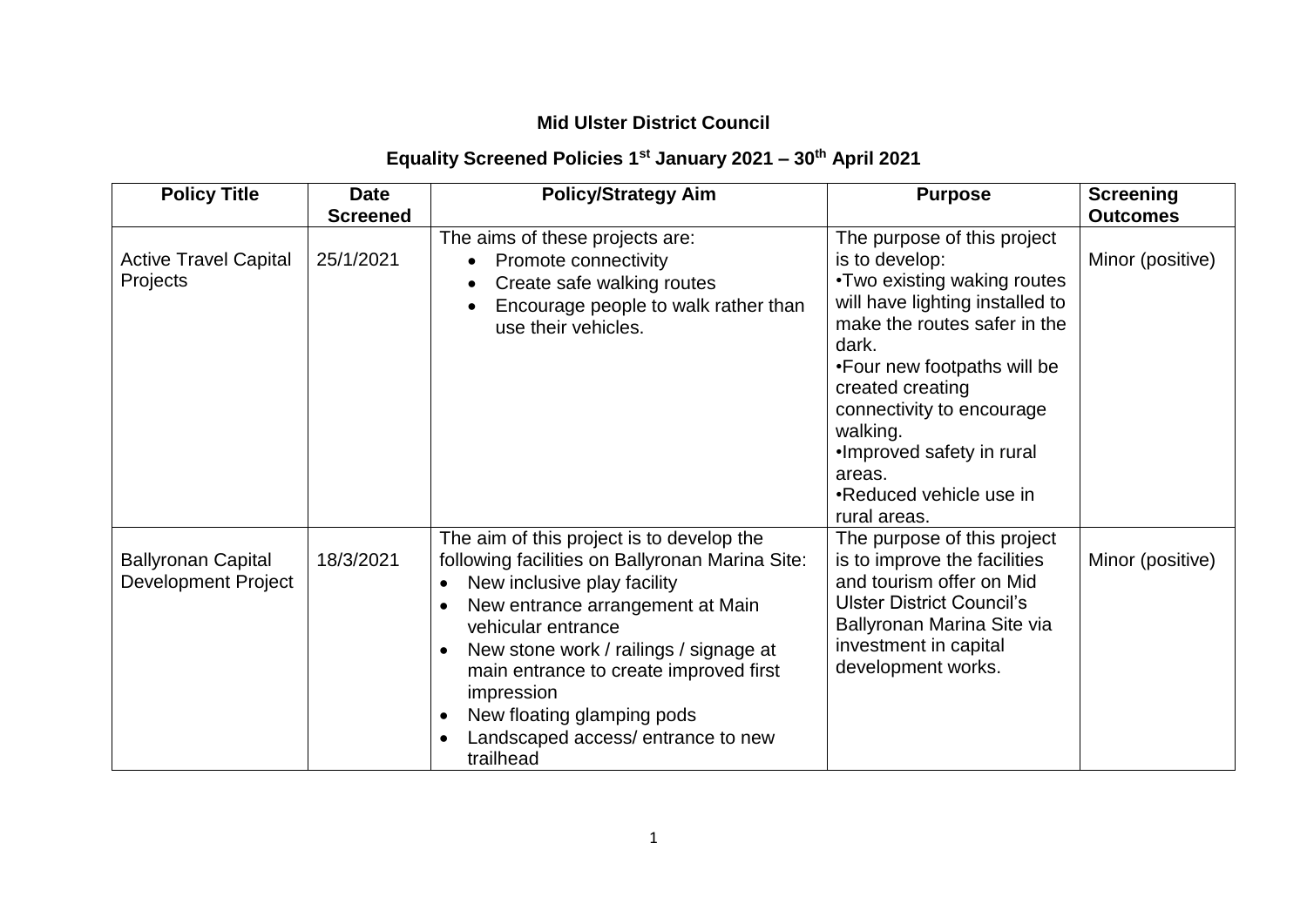# Mid Ulster District Council

## Equality Screened Policies 1st January 2021 – 30th April 2021

| Policy Title | Date Screened | Policy/Strategy Aim | Purpose | Screening Outcomes |
| --- | --- | --- | --- | --- |
| Active Travel Capital Projects | 25/1/2021 | The aims of these projects are:<br>• Promote connectivity<br>• Create safe walking routes<br>• Encourage people to walk rather than use their vehicles. | The purpose of this project is to develop:<br>•Two existing waking routes will have lighting installed to make the routes safer in the dark.<br>•Four new footpaths will be created creating connectivity to encourage walking.<br>•Improved safety in rural areas.<br>•Reduced vehicle use in rural areas. | Minor (positive) |
| Ballyronan Capital Development Project | 18/3/2021 | The aim of this project is to develop the following facilities on Ballyronan Marina Site:<br>• New inclusive play facility<br>• New entrance arrangement at Main vehicular entrance<br>• New stone work / railings / signage at main entrance to create improved first impression<br>• New floating glamping pods<br>• Landscaped access/ entrance to new trailhead | The purpose of this project is to improve the facilities and tourism offer on Mid Ulster District Council's Ballyronan Marina Site via investment in capital development works. | Minor (positive) |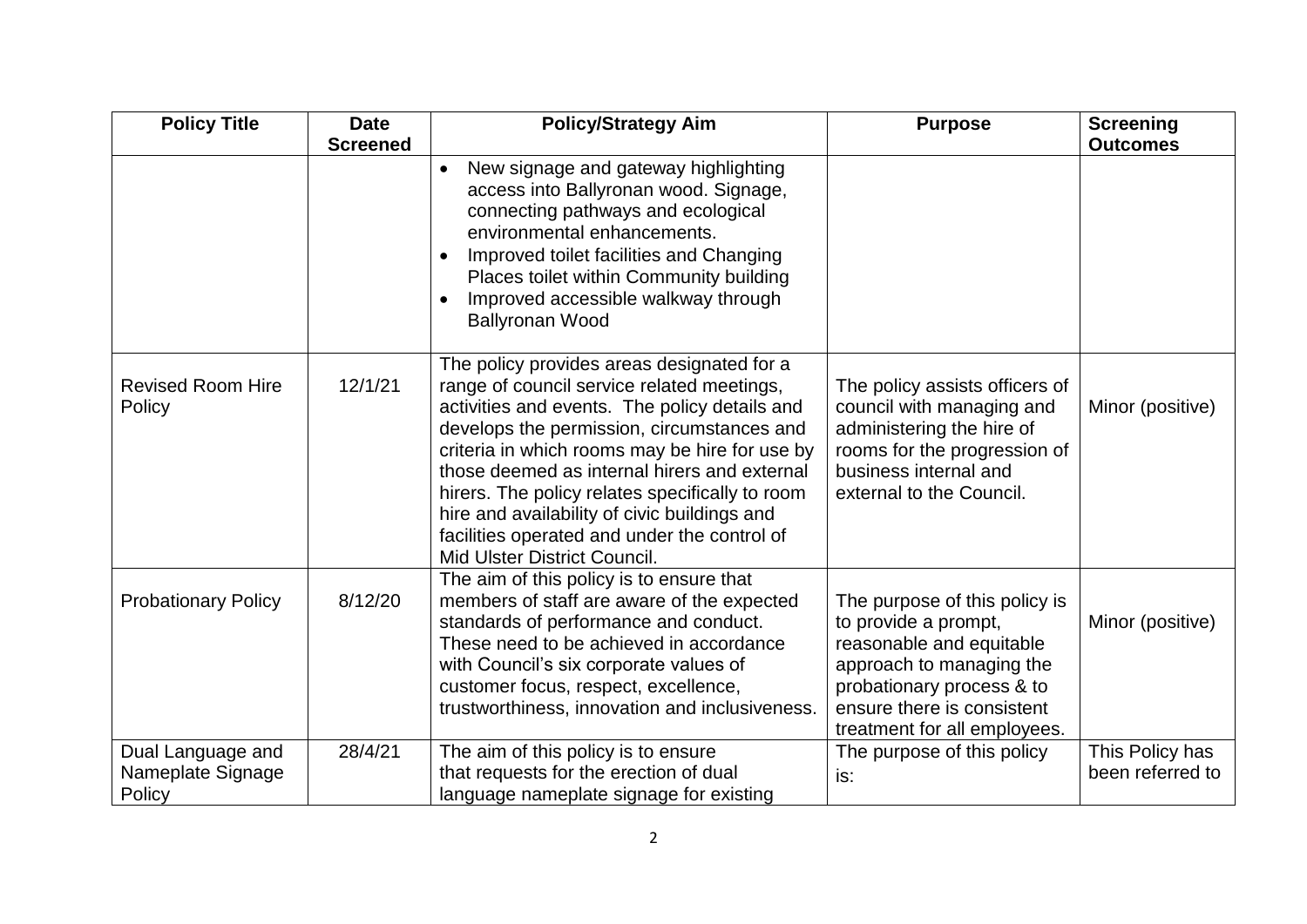| Policy Title | Date Screened | Policy/Strategy Aim | Purpose | Screening Outcomes |
| --- | --- | --- | --- | --- |
| | | • New signage and gateway highlighting access into Ballyronan wood. Signage, connecting pathways and ecological environmental enhancements.<br>• Improved toilet facilities and Changing Places toilet within Community building<br>• Improved accessible walkway through Ballyronan Wood | | |
| Revised Room Hire Policy | 12/1/21 | The policy provides areas designated for a range of council service related meetings, activities and events. The policy details and develops the permission, circumstances and criteria in which rooms may be hire for use by those deemed as internal hirers and external hirers. The policy relates specifically to room hire and availability of civic buildings and facilities operated and under the control of Mid Ulster District Council. | The policy assists officers of council with managing and administering the hire of rooms for the progression of business internal and external to the Council. | Minor (positive) |
| Probationary Policy | 8/12/20 | The aim of this policy is to ensure that members of staff are aware of the expected standards of performance and conduct. These need to be achieved in accordance with Council's six corporate values of customer focus, respect, excellence, trustworthiness, innovation and inclusiveness. | The purpose of this policy is to provide a prompt, reasonable and equitable approach to managing the probationary process & to ensure there is consistent treatment for all employees. | Minor (positive) |
| Dual Language and Nameplate Signage Policy | 28/4/21 | The aim of this policy is to ensure that requests for the erection of dual language nameplate signage for existing | The purpose of this policy is: | This Policy has been referred to |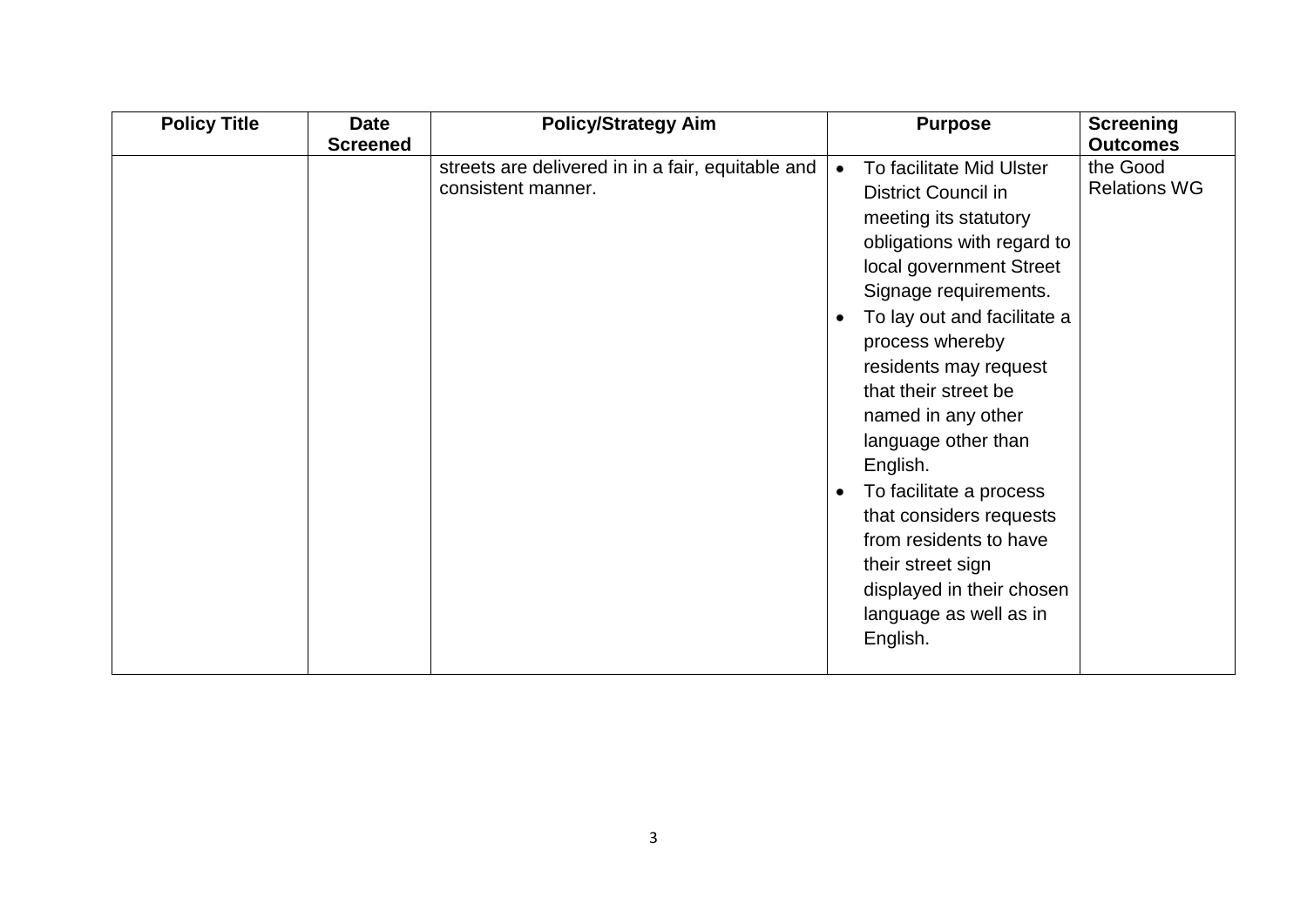| Policy Title | Date Screened | Policy/Strategy Aim | Purpose | Screening Outcomes |
| --- | --- | --- | --- | --- |
| | | streets are delivered in in a fair, equitable and consistent manner. | • To facilitate Mid Ulster District Council in meeting its statutory obligations with regard to local government Street Signage requirements.<br>• To lay out and facilitate a process whereby residents may request that their street be named in any other language other than English.<br>• To facilitate a process that considers requests from residents to have their street sign displayed in their chosen language as well as in English. | the Good Relations WG |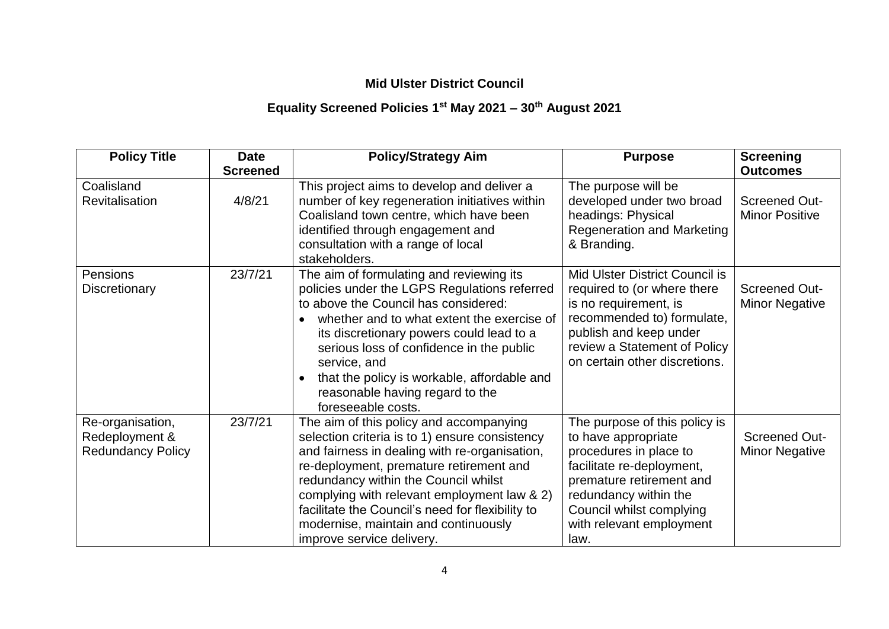# Mid Ulster District Council

## Equality Screened Policies 1st May 2021 – 30th August 2021

| Policy Title | Date Screened | Policy/Strategy Aim | Purpose | Screening Outcomes |
| --- | --- | --- | --- | --- |
| Coalisland Revitalisation | 4/8/21 | This project aims to develop and deliver a number of key regeneration initiatives within Coalisland town centre, which have been identified through engagement and consultation with a range of local stakeholders. | The purpose will be developed under two broad headings: Physical Regeneration and Marketing & Branding. | Screened Out- Minor Positive |
| Pensions Discretionary | 23/7/21 | The aim of formulating and reviewing its policies under the LGPS Regulations referred to above the Council has considered: • whether and to what extent the exercise of its discretionary powers could lead to a serious loss of confidence in the public service, and • that the policy is workable, affordable and reasonable having regard to the foreseeable costs. | Mid Ulster District Council is required to (or where there is no requirement, is recommended to) formulate, publish and keep under review a Statement of Policy on certain other discretions. | Screened Out- Minor Negative |
| Re-organisation, Redeployment & Redundancy Policy | 23/7/21 | The aim of this policy and accompanying selection criteria is to 1) ensure consistency and fairness in dealing with re-organisation, re-deployment, premature retirement and redundancy within the Council whilst complying with relevant employment law & 2) facilitate the Council's need for flexibility to modernise, maintain and continuously improve service delivery. | The purpose of this policy is to have appropriate procedures in place to facilitate re-deployment, premature retirement and redundancy within the Council whilst complying with relevant employment law. | Screened Out- Minor Negative |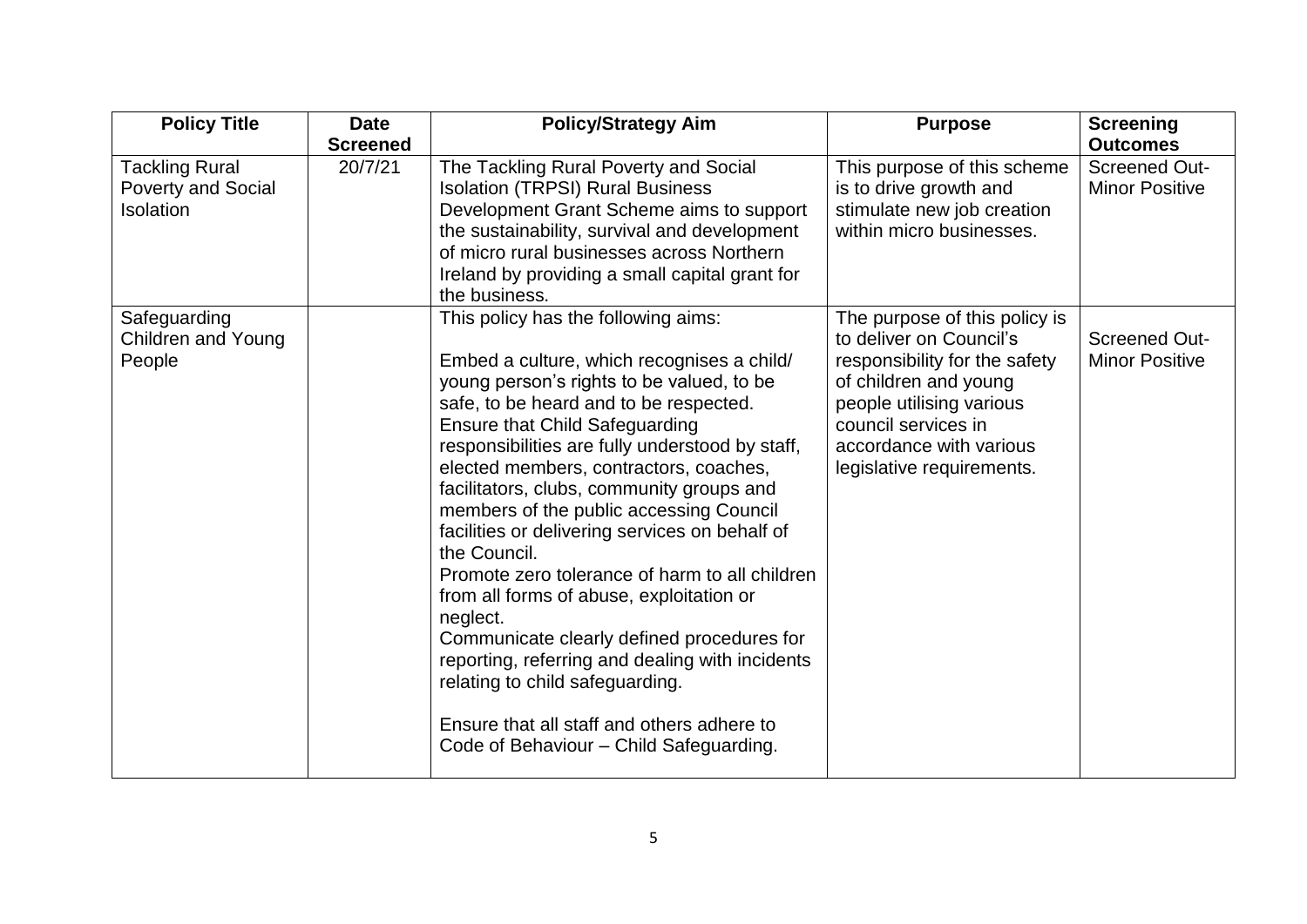| Policy Title | Date Screened | Policy/Strategy Aim | Purpose | Screening Outcomes |
|---|---|---|---|---|
| Tackling Rural Poverty and Social Isolation | 20/7/21 | The Tackling Rural Poverty and Social Isolation (TRPSI) Rural Business Development Grant Scheme aims to support the sustainability, survival and development of micro rural businesses across Northern Ireland by providing a small capital grant for the business. | This purpose of this scheme is to drive growth and stimulate new job creation within micro businesses. | Screened Out-Minor Positive |
| Safeguarding Children and Young People | | This policy has the following aims:<br><br>Embed a culture, which recognises a child/ young person's rights to be valued, to be safe, to be heard and to be respected.<br>Ensure that Child Safeguarding responsibilities are fully understood by staff, elected members, contractors, coaches, facilitators, clubs, community groups and members of the public accessing Council facilities or delivering services on behalf of the Council.<br>Promote zero tolerance of harm to all children from all forms of abuse, exploitation or neglect.<br>Communicate clearly defined procedures for reporting, referring and dealing with incidents relating to child safeguarding.<br><br>Ensure that all staff and others adhere to Code of Behaviour – Child Safeguarding. | The purpose of this policy is to deliver on Council's responsibility for the safety of children and young people utilising various council services in accordance with various legislative requirements. | Screened Out-Minor Positive |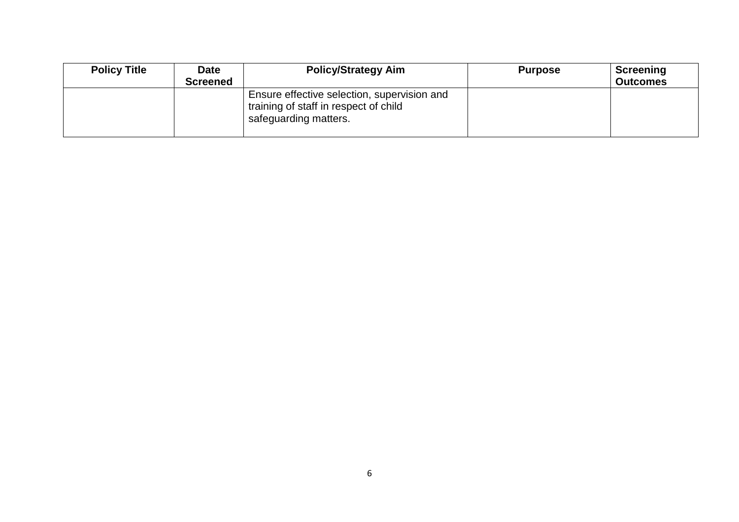| Policy Title | Date Screened | Policy/Strategy Aim | Purpose | Screening Outcomes |
|---|---|---|---|---|
| | | Ensure effective selection, supervision and training of staff in respect of child safeguarding matters. | | |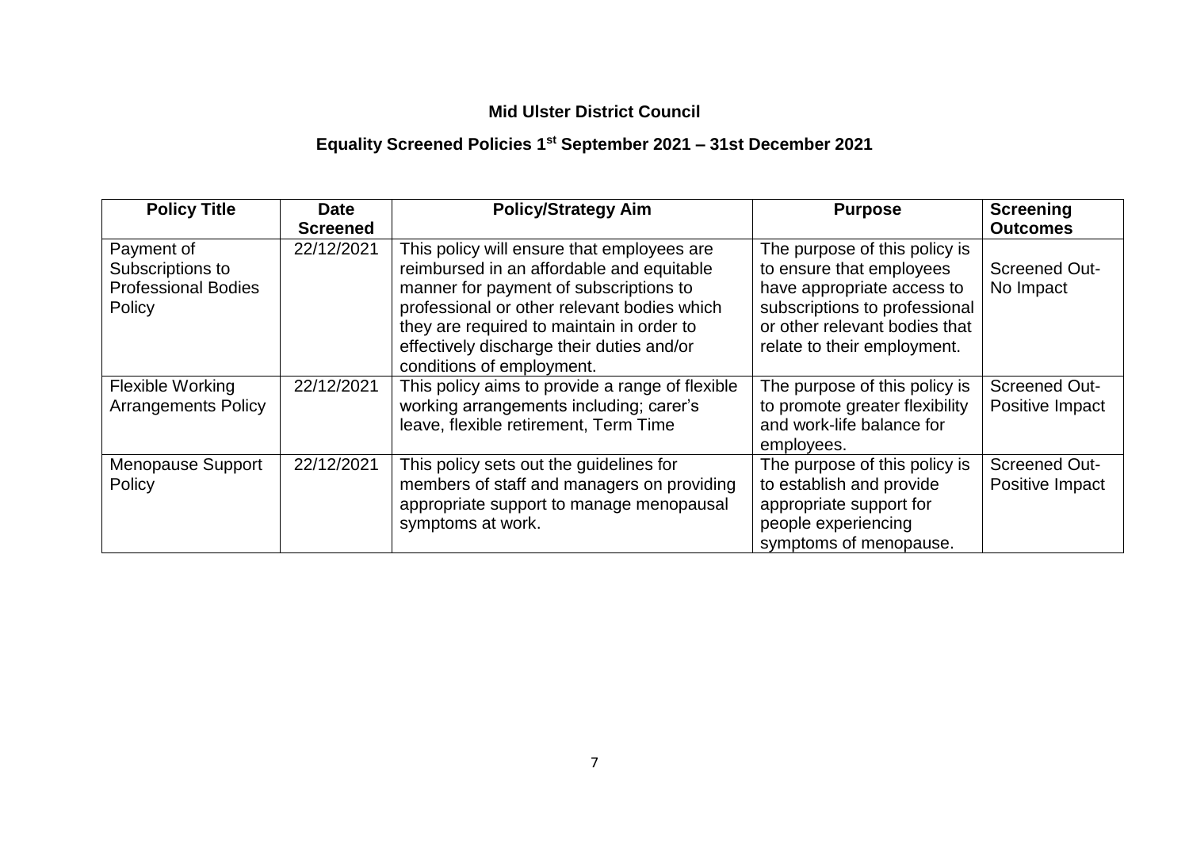**Mid Ulster District Council**

**Equality Screened Policies 1st September 2021 – 31st December 2021**

| Policy Title | Date Screened | Policy/Strategy Aim | Purpose | Screening Outcomes |
|---|---|---|---|---|
| Payment of Subscriptions to Professional Bodies Policy | 22/12/2021 | This policy will ensure that employees are reimbursed in an affordable and equitable manner for payment of subscriptions to professional or other relevant bodies which they are required to maintain in order to effectively discharge their duties and/or conditions of employment. | The purpose of this policy is to ensure that employees have appropriate access to subscriptions to professional or other relevant bodies that relate to their employment. | Screened Out- No Impact |
| Flexible Working Arrangements Policy | 22/12/2021 | This policy aims to provide a range of flexible working arrangements including; carer's leave, flexible retirement, Term Time | The purpose of this policy is to promote greater flexibility and work-life balance for employees. | Screened Out- Positive Impact |
| Menopause Support Policy | 22/12/2021 | This policy sets out the guidelines for members of staff and managers on providing appropriate support to manage menopausal symptoms at work. | The purpose of this policy is to establish and provide appropriate support for people experiencing symptoms of menopause. | Screened Out- Positive Impact |